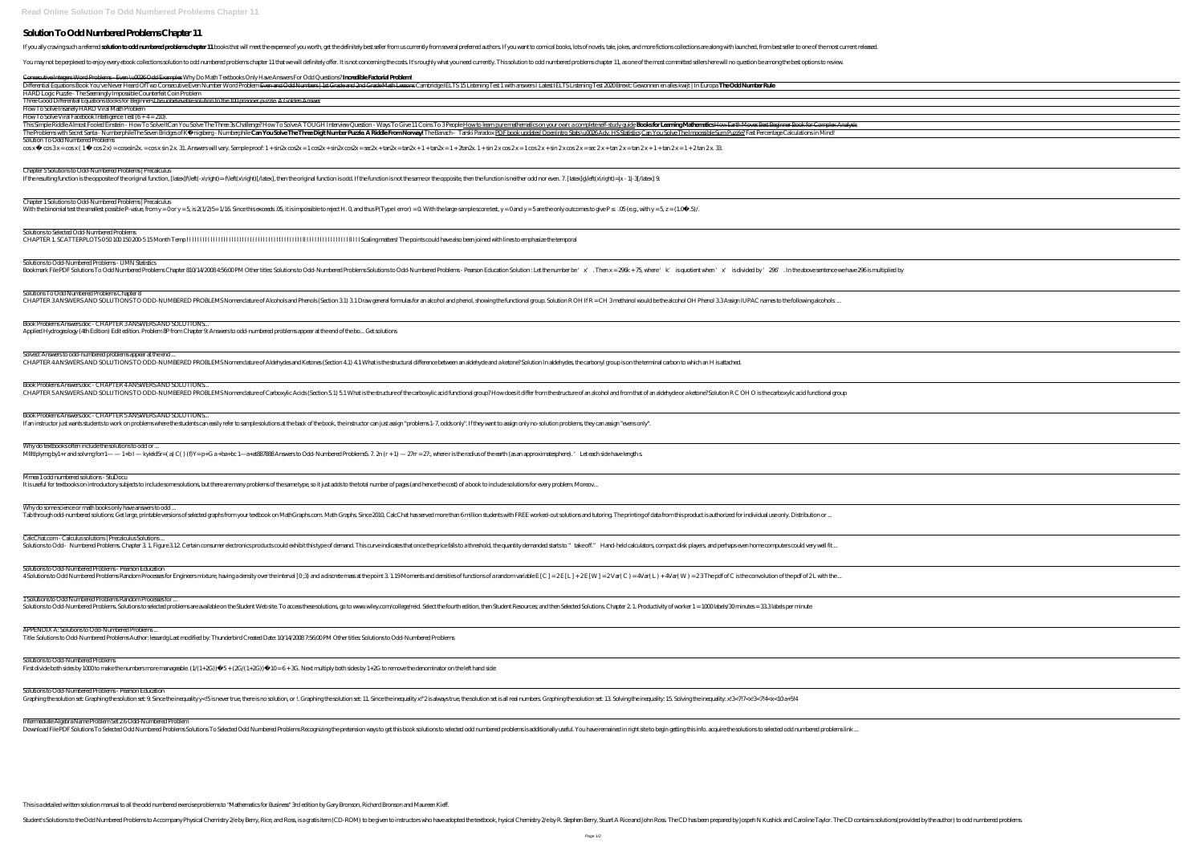# Solution To Odd Numbered Problems Chapter 11

If you ally craving such a referred **solution to odd numbered problems chapter 11** books that will meet the expense of you worth, get the definitely best seller from us currently from several preferred authors. If you want to comical books, lots of novels, tale, jokes, and more fictions collections are along with launched, from best seller to one of the most current released.

You may not be perplexed to enjoy every ebook collections solution to odd numbered problems chapter 11 that we will definitely offer. It is not concerning the costs. It's roughly what you need currently. This solution to odd numbered problems chapter 11, as one of the most committed sellers here will no question be among the best options to review.

Consecutive Integers Word Problems - Even \u0026 Odd Examples Why Do Math Textbooks Only Have Answers For Odd Questions? **Incredible Factorial Problem!**

Differential Equations Book You've Never Heard Of Two Consecutive Even Number Word Problem Even and Odd Numbers | 1st Grade and 2nd Grade Math Lessons Cambridge IELTS 15 Listening Test 1 with answers I Latest IELTS Listening Test 2020 Brexit: Gewonnen en alles kwijt | In Europa **The Odd Number Rule**

HARD Logic Puzzle - The Seemingly Impossible Counterfeit Coin Problem

Three Good Differential Equations Books for Beginners The unbelievable solution to the 100 prisoner puzzle. A Golden Answer

How To Solve Insanely HARD Viral Math Problem

How To Solve Viral Facebook Intelligence Test (6 + 4 = 210).

This Simple Riddle Almost Fooled Einstein - How To Solve It Can You Solve The Three 3s Challenge? How To Solve A TOUGH Interview Question - Ways To Give 11 Coins To 3 People How to learn pure mathematics on your own: a complete self-study guide **Books for Learning Mathematics** How Earth Moves Best Beginner Book for Complex Analysis

The Problems with Secret Santa - Numberphile The Seven Bridges of Königsberg - Numberphile **Can You Solve The Three Digit Number Puzzle. A Riddle From Norway!** The Banach–Tarski Paradox PDF book updates! OpenIntro Stats \u0026 Adv. HS Statistics Can You Solve The Impossible Sum Puzzle? Fast Percentage Calculations in Mind!

Solution To Odd Numbered Problems

cos x − cos 3 x = cos x ( 1 − cos 2 x) = cos sin 2 x. = cos x sin 2 x. 31. Answers will vary. Sample proof: 1 + sin 2x cos 2x = 1 cos 2x + sin 2x cos 2x = sec 2x + tan 2x = tan 2x + 1 + tan 2x = 1 + 2tan 2x. 1 + sin 2 x cos 2 x = 1 cos 2 x + sin 2 x cos 2 x = sec 2 x + tan 2 x = tan 2 x + 1 + tan 2 x = 1 + 2 tan 2 x. 33.

Chapter 5 Solutions to Odd-Numbered Problems | Precalculus

If the resulting function is the opposite of the original function, [latex]f\left(-x\right)=-f\left(x\right)[/latex], then the original function is odd. If the function is not the same or the opposite, then the function is neither odd nor even. 7. [latex]g\left(x\right)=|x - 1|-3[/latex] 9.

Chapter 1 Solutions to Odd-Numbered Problems | Precalculus

With the binomial test the smallest possible P-value, from y = 0 or y = 5, is 2(1/2)5 = 1/16. Since this exceeds .05, it is impossible to reject H. 0, and thus P(Type I error) = 0. With the large-sample score test, y = 0 and y = 5 are the only outcomes to give P ≤ .05 (e.g., with y = 5, z = (1.0−.5)/.

Solutions to Selected Odd-Numbered Problems

CHAPTER 1. SCATTERPLOTS 0 50 100 150 200 -5 15 Month Temp l l l l l l l l l l l l l l l l l l l l l l l l l l l l l l l l l l l l l l l l l l l l l l l l l l l l l l l l l l l l l l l l l l l l Scaling matters! The points could have also been joined with lines to emphasize the temporal

Solutions to Odd-Numbered Problems - UMN Statistics

Bookmark File PDF Solutions To Odd Numbered Problems Chapter 8 10/14/2008 4:56:00 PM Other titles: Solutions to Odd-Numbered Problems Solutions to Odd-Numbered Problems - Pearson Education Solution : Let the number be 'x'. Then x = 296k + 75, where 'k' is quotient when 'x' is divided by '296'. In the above sentence we have 296 is multiplied by

Solutions To Odd Numbered Problems Chapter 8

CHAPTER 3 ANSWERS AND SOLUTIONS TO ODD-NUMBERED PROBLEMS Nomenclature of Alcohols and Phenols (Section 3.1) 3.1 Draw general formulas for an alcohol and phenol, showing the functional group. Solution R OH If R = CH 3 methanol would be the alcohol OH Phenol 3.3 Assign IUPAC names to the following alcohols: ...

Book Problems Answers.doc - CHAPTER 3 ANSWERS AND SOLUTIONS...

Applied Hydrogeology (4th Edition) Edit edition. Problem 8P from Chapter 9: Answers to odd-numbered problems appear at the end of the bo... Get solutions

Solved: Answers to odd-numbered problems appear at the end ...

CHAPTER 4 ANSWERS AND SOLUTIONS TO ODD-NUMBERED PROBLEMS Nomenclature of Aldehydes and Ketones (Section 4.1) 4.1 What is the structural difference between an aldehyde and a ketone? Solution In aldehydes, the carbonyl group is on the terminal carbon to which an H is attached.

Book Problems Answers.doc - CHAPTER 4 ANSWERS AND SOLUTIONS...

CHAPTER 5 ANSWERS AND SOLUTIONS TO ODD-NUMBERED PROBLEMS Nomenclature of Carboxylic Acids (Section 5.1) 5.1 What is the structure of the carboxylic acid functional group? How does it differ from the structure of an alcohol and from that of an aldehyde or ketone? Solution R C OH O is the carboxylic acid functional group

Book Problems Answers.doc - CHAPTER 5 ANSWERS AND SOLUTIONS...

If an instructor just wants students to work on problems where the students can easily refer to sample solutions at the back of the book, the instructor can just assign "problems 1-7, odds only". If they want to assign only no-solution problems, they can assign "evens only".

Why do textbooks often include the solutions to odd or ...

Mllltlplymg by1+r and solvmg forr1— — 1+b l — kyield5r=( a) C( ) (f)Y= p+G a +ba+bc 1—a+at887888 Answers to Odd-Numbered Problems5. 7. 2π (r + 1) — 27π = 27:, where r is the radius of the earth (as an approximatesphere). 'Let each side have length s.

Mmea 1 odd numbered solutions - StuDocu

It is useful for textbooks on introductory subjects to include some solutions, but there are many problems of the same type, so it just adds to the total number of pages (and hence the cost) of a book to include solutions for every problem. Moreov...

Why do some science or math books only have answers to odd ...

Tab through odd-numbered solutions; Get large, printable versions of selected graphs from your textbook on MathGraphs.com. Math Graphs. Since 2010, CalcChat has served more than 6 million students with FREE worked-out solutions and tutoring. The printing of data from this product is authorized for individual use only. Distribution or ...

CalcChat.com - Calculus solutions | Precalculus Solutions ...

Solutions to Odd‐Numbered Problems. Chapter 3. 1. Figure 3.12. Certain consumer electronics products could exhibit this type of demand. This curve indicates that once the price falls to a threshold, the quantity demanded starts to "take off." Hand-held calculators, compact disk players, and perhaps even home computers could very well fit ...

Solutions to Odd-Numbered Problems - Pearson Education

4 Solutions to Odd Numbered Problems Random Processes for Engineers mixture, having a density over the interval [0 ;3) and a discrete mass at the point 3. 1.19 Moments and densities of functions of a random variable E [ C ] = 2 E [ L ] + 2 E [ W ] = 2 Var( C ) = 4Var( L ) + 4Var( W ) = 2 3 The pdf of C is the convolution of the pdf of 2L with the ...

1 Solutions to Odd Numbered Problems Random Processes for ...

Solutions to Odd-Numbered Problems. Solutions to selected problems are available on the Student Web site. To access these solutions, go to www.wiley.com/college/reid. Select the fourth edition, then Student Resources; and then Selected Solutions. Chapter 2. 1. Productivity of worker 1 = 1000 labels/30 minutes = 33.3 labels per minute

APPENDIX A: Solutions to Odd-Numbered Problems ...

Title: Solutions to Odd-Numbered Problems Author: lessardg Last modified by: Thunderbird Created Date: 10/14/2008 7:56:00 PM Other titles: Solutions to Odd-Numbered Problems

Solutions to Odd-Numbered Problems

First divide both sides by 1000 to make the numbers more manageable. (1/(1+2G))−5 + (2G/(1+2G))−10 = 6 + 3G. Next multiply both sides by 1+2G to remove the denominator on the left hand side:

Solutions to Odd-Numbered Problems - Pearson Education

Graphing the solution set: Graphing the solution set: 9. Since the inequality y<t5 is never true, there is no solution, or !. Graphing the solution set: 11. Since the inequality x!"2 is always true, the solution set is all real numbers. Graphing the solution set: 13. Solving the inequality: 15. Solving the inequality: x!3<7!7<x!3<7!4<x<10 a+5!4

Intermediate Algebra Name Problem Set 2.6 Odd-Numbered Problem

Download File PDF Solutions To Selected Odd Numbered Problems Solutions To Selected Odd Numbered Problems Recognizing the pretension ways to get this book solutions to selected odd numbered problems is additionally useful. You have remained in right site to begin getting this info. acquire the solutions to selected odd numbered problems link ...

This is a detailed written solution manual to all the odd numbered exercise problems to "Mathematics for Business" 3rd edition by Gary Bronson, Richard Bronson and Maureen Kieff.

Student's Solutions to the Odd Numbered Problems to Accompany Physical Chemistry 2/e by Berry, Rice, and Ross, is a gratis item (CD-ROM) to be given to instructors who have adopted the textbook, hysical Chemistry 2/e by R. Stephen Berry, Stuart A Rice and John Ross. The CD has been prepared by Jospeh N Kushick and Caroline Taylor. The CD contains solutions(provided by the author) to odd numbered problems.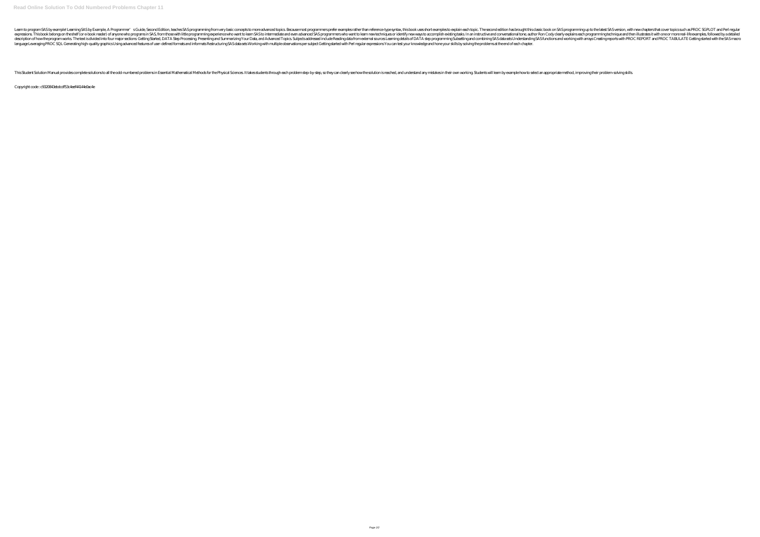Learn to program SAS by example! Learning SAS by Example, A Programmer's Guide, Second Edition, teaches SAS programming from very basic concepts to more advanced topics. Because most programmers prefer examples rather than reference-type syntax, this book uses short examples to explain each topic. The second edition has brought this classic book on SAS programming up to the latest SAS version, with new chapters that cover topics such as PROC SGPLOT and Perl regular expressions. This book belongs on the shelf (or e-book reader) of anyone who programs in SAS, from those with little programming experience who want to learn SAS to intermediate and even advanced SAS programmers who want to learn new techniques or identify new ways to accomplish existing tasks. In an instructive and conversational tone, author Ron Cody clearly explains each programming technique and then illustrates it with one or more real-life examples, followed by a detailed description of how the program works. The text is divided into four major sections: Getting Started, DATA Step Processing, Presenting and Summarizing Your Data, and Advanced Topics. Subjects addressed include Reading data from external sources Learning details of DATA step programming Subsetting and combining SAS data sets Understanding SAS functions and working with arrays Creating reports with PROC REPORT and PROC TABULATE Getting started with the SAS macro language Leveraging PROC SQL Generating high-quality graphics Using advanced features of user-defined formats and informats Restructuring SAS data sets Working with multiple observations per subject Getting started with Perl regular expressions You can test your knowledge and hone your skills by solving the problems at the end of each chapter.

This Student Solution Manual provides complete solutions to all the odd-numbered problems in Essential Mathematical Methods for the Physical Sciences. It takes students through each problem step-by-step, so they can clearly see how the solution is reached, and understand any mistakes in their own working. Students will learn by example how to select an appropriate method, improving their problem-solving skills.

Copyright code : c9320843ebdcdf53c4eef44144e0ac4e